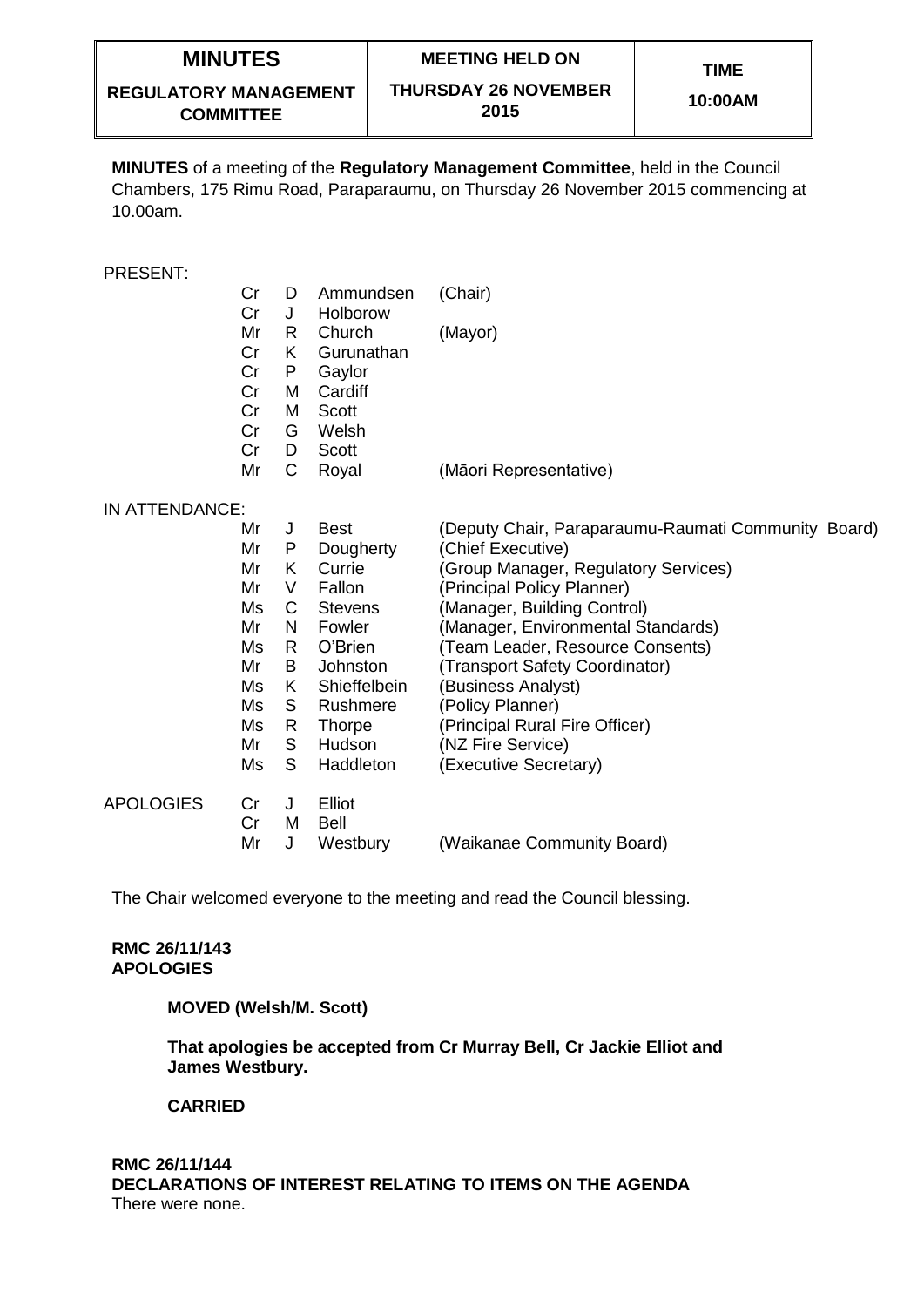| **MINUTES** | **MEETING HELD ON** | **TIME** |
|---|---|---|
| **REGULATORY MANAGEMENT COMMITTEE** | **THURSDAY 26 NOVEMBER 2015** | **10:00AM** |

**MINUTES** of a meeting of the **Regulatory Management Committee**, held in the Council Chambers, 175 Rimu Road, Paraparaumu, on Thursday 26 November 2015 commencing at 10.00am.

PRESENT:

| | | | | |
|---|---|---|---|---|
| Cr | D | Ammundsen | (Chair) |
| Cr | J | Holborow | |
| Mr | R | Church | (Mayor) |
| Cr | K | Gurunathan | |
| Cr | P | Gaylor | |
| Cr | M | Cardiff | |
| Cr | M | Scott | |
| Cr | G | Welsh | |
| Cr | D | Scott | |
| Mr | C | Royal | (Māori Representative) |

IN ATTENDANCE:

| | | | |
|---|---|---|---|
| Mr | J | Best | (Deputy Chair, Paraparaumu-Raumati Community Board) |
| Mr | P | Dougherty | (Chief Executive) |
| Mr | K | Currie | (Group Manager, Regulatory Services) |
| Mr | V | Fallon | (Principal Policy Planner) |
| Ms | C | Stevens | (Manager, Building Control) |
| Mr | N | Fowler | (Manager, Environmental Standards) |
| Ms | R | O'Brien | (Team Leader, Resource Consents) |
| Mr | B | Johnston | (Transport Safety Coordinator) |
| Ms | K | Shieffelbein | (Business Analyst) |
| Ms | S | Rushmere | (Policy Planner) |
| Ms | R | Thorpe | (Principal Rural Fire Officer) |
| Mr | S | Hudson | (NZ Fire Service) |
| Ms | S | Haddleton | (Executive Secretary) |

APOLOGIES

| | | | |
|---|---|---|---|
| Cr | J | Elliot | |
| Cr | M | Bell | |
| Mr | J | Westbury | (Waikanae Community Board) |

The Chair welcomed everyone to the meeting and read the Council blessing.

**RMC 26/11/143**
**APOLOGIES**

**MOVED (Welsh/M. Scott)**

**That apologies be accepted from Cr Murray Bell, Cr Jackie Elliot and James Westbury.**

**CARRIED**

**RMC 26/11/144**
**DECLARATIONS OF INTEREST RELATING TO ITEMS ON THE AGENDA**
There were none.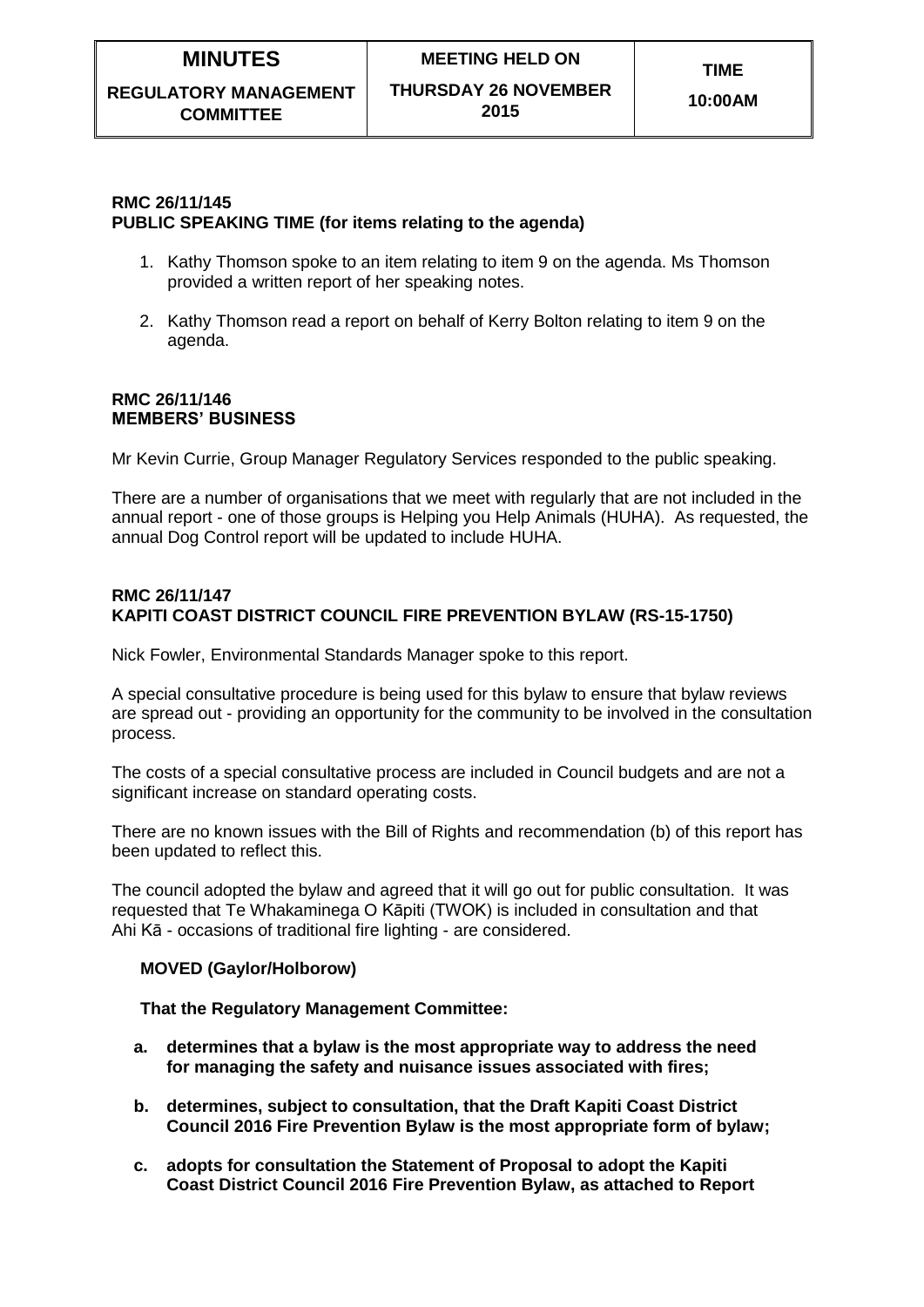| MINUTES | MEETING HELD ON | TIME |
|---|---|---|
| REGULATORY MANAGEMENT COMMITTEE | THURSDAY 26 NOVEMBER 2015 | 10:00AM |

**RMC 26/11/145**
**PUBLIC SPEAKING TIME (for items relating to the agenda)**

1. Kathy Thomson spoke to an item relating to item 9 on the agenda. Ms Thomson provided a written report of her speaking notes.
2. Kathy Thomson read a report on behalf of Kerry Bolton relating to item 9 on the agenda.

**RMC 26/11/146**
**MEMBERS' BUSINESS**

Mr Kevin Currie, Group Manager Regulatory Services responded to the public speaking.

There are a number of organisations that we meet with regularly that are not included in the annual report - one of those groups is Helping you Help Animals (HUHA). As requested, the annual Dog Control report will be updated to include HUHA.

**RMC 26/11/147**
**KAPITI COAST DISTRICT COUNCIL FIRE PREVENTION BYLAW (RS-15-1750)**

Nick Fowler, Environmental Standards Manager spoke to this report.

A special consultative procedure is being used for this bylaw to ensure that bylaw reviews are spread out - providing an opportunity for the community to be involved in the consultation process.

The costs of a special consultative process are included in Council budgets and are not a significant increase on standard operating costs.

There are no known issues with the Bill of Rights and recommendation (b) of this report has been updated to reflect this.

The council adopted the bylaw and agreed that it will go out for public consultation. It was requested that Te Whakaminega O Kāpiti (TWOK) is included in consultation and that Ahi Kā - occasions of traditional fire lighting - are considered.

**MOVED (Gaylor/Holborow)**

**That the Regulatory Management Committee:**

**a. determines that a bylaw is the most appropriate way to address the need for managing the safety and nuisance issues associated with fires;**

**b. determines, subject to consultation, that the Draft Kapiti Coast District Council 2016 Fire Prevention Bylaw is the most appropriate form of bylaw;**

**c. adopts for consultation the Statement of Proposal to adopt the Kapiti Coast District Council 2016 Fire Prevention Bylaw, as attached to Report**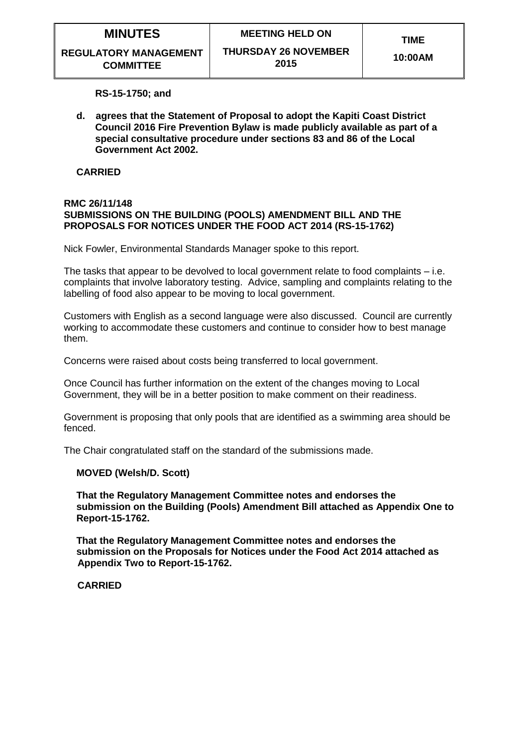**RS-15-1750; and**

**d. agrees that the Statement of Proposal to adopt the Kapiti Coast District Council 2016 Fire Prevention Bylaw is made publicly available as part of a special consultative procedure under sections 83 and 86 of the Local Government Act 2002.**

**CARRIED**

**RMC 26/11/148**
**SUBMISSIONS ON THE BUILDING (POOLS) AMENDMENT BILL AND THE PROPOSALS FOR NOTICES UNDER THE FOOD ACT 2014 (RS-15-1762)**

Nick Fowler, Environmental Standards Manager spoke to this report.

The tasks that appear to be devolved to local government relate to food complaints – i.e. complaints that involve laboratory testing. Advice, sampling and complaints relating to the labelling of food also appear to be moving to local government.

Customers with English as a second language were also discussed. Council are currently working to accommodate these customers and continue to consider how to best manage them.

Concerns were raised about costs being transferred to local government.

Once Council has further information on the extent of the changes moving to Local Government, they will be in a better position to make comment on their readiness.

Government is proposing that only pools that are identified as a swimming area should be fenced.

The Chair congratulated staff on the standard of the submissions made.

**MOVED (Welsh/D. Scott)**

**That the Regulatory Management Committee notes and endorses the submission on the Building (Pools) Amendment Bill attached as Appendix One to Report-15-1762.**

**That the Regulatory Management Committee notes and endorses the submission on the Proposals for Notices under the Food Act 2014 attached as Appendix Two to Report-15-1762.**

**CARRIED**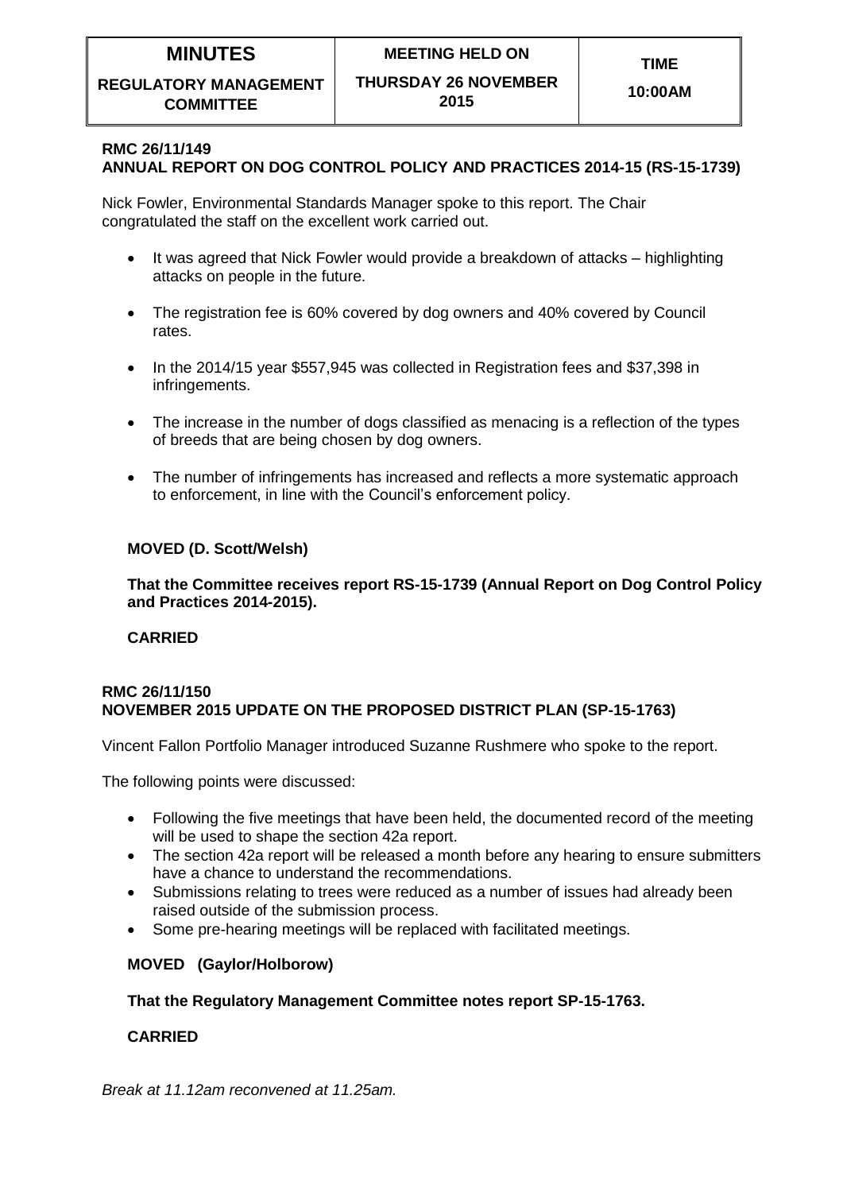| MINUTES | MEETING HELD ON | TIME |
| --- | --- | --- |
| REGULATORY MANAGEMENT COMMITTEE | THURSDAY 26 NOVEMBER 2015 | 10:00AM |

**RMC 26/11/149**
**ANNUAL REPORT ON DOG CONTROL POLICY AND PRACTICES 2014-15 (RS-15-1739)**

Nick Fowler, Environmental Standards Manager spoke to this report. The Chair congratulated the staff on the excellent work carried out.

- It was agreed that Nick Fowler would provide a breakdown of attacks – highlighting attacks on people in the future.
- The registration fee is 60% covered by dog owners and 40% covered by Council rates.
- In the 2014/15 year $557,945 was collected in Registration fees and $37,398 in infringements.
- The increase in the number of dogs classified as menacing is a reflection of the types of breeds that are being chosen by dog owners.
- The number of infringements has increased and reflects a more systematic approach to enforcement, in line with the Council's enforcement policy.

**MOVED (D. Scott/Welsh)**

**That the Committee receives report RS-15-1739 (Annual Report on Dog Control Policy and Practices 2014-2015).**

**CARRIED**

**RMC 26/11/150**
**NOVEMBER 2015 UPDATE ON THE PROPOSED DISTRICT PLAN (SP-15-1763)**

Vincent Fallon Portfolio Manager introduced Suzanne Rushmere who spoke to the report.

The following points were discussed:

- Following the five meetings that have been held, the documented record of the meeting will be used to shape the section 42a report.
- The section 42a report will be released a month before any hearing to ensure submitters have a chance to understand the recommendations.
- Submissions relating to trees were reduced as a number of issues had already been raised outside of the submission process.
- Some pre-hearing meetings will be replaced with facilitated meetings.

**MOVED (Gaylor/Holborow)**

**That the Regulatory Management Committee notes report SP-15-1763.**

**CARRIED**

*Break at 11.12am reconvened at 11.25am.*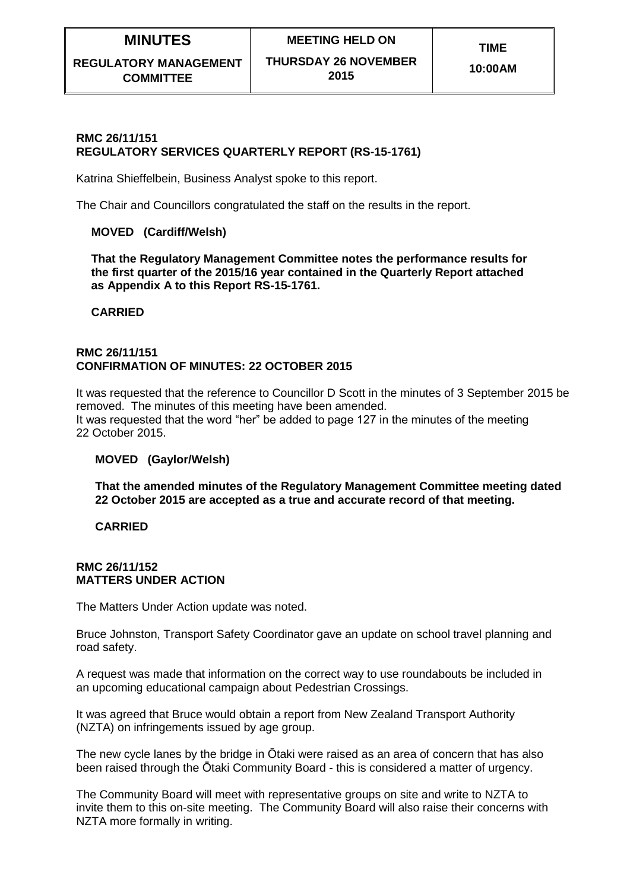| MINUTES | MEETING HELD ON | TIME |
| --- | --- | --- |
| REGULATORY MANAGEMENT COMMITTEE | THURSDAY 26 NOVEMBER 2015 | 10:00AM |

**RMC 26/11/151**
**REGULATORY SERVICES QUARTERLY REPORT (RS-15-1761)**

Katrina Shieffelbein, Business Analyst spoke to this report.

The Chair and Councillors congratulated the staff on the results in the report.

**MOVED (Cardiff/Welsh)**

**That the Regulatory Management Committee notes the performance results for the first quarter of the 2015/16 year contained in the Quarterly Report attached as Appendix A to this Report RS-15-1761.**

**CARRIED**

**RMC 26/11/151**
**CONFIRMATION OF MINUTES: 22 OCTOBER 2015**

It was requested that the reference to Councillor D Scott in the minutes of 3 September 2015 be removed. The minutes of this meeting have been amended.
It was requested that the word "her" be added to page 127 in the minutes of the meeting 22 October 2015.

**MOVED (Gaylor/Welsh)**

**That the amended minutes of the Regulatory Management Committee meeting dated 22 October 2015 are accepted as a true and accurate record of that meeting.**

**CARRIED**

**RMC 26/11/152**
**MATTERS UNDER ACTION**

The Matters Under Action update was noted.

Bruce Johnston, Transport Safety Coordinator gave an update on school travel planning and road safety.

A request was made that information on the correct way to use roundabouts be included in an upcoming educational campaign about Pedestrian Crossings.

It was agreed that Bruce would obtain a report from New Zealand Transport Authority (NZTA) on infringements issued by age group.

The new cycle lanes by the bridge in Ōtaki were raised as an area of concern that has also been raised through the Ōtaki Community Board - this is considered a matter of urgency.

The Community Board will meet with representative groups on site and write to NZTA to invite them to this on-site meeting. The Community Board will also raise their concerns with NZTA more formally in writing.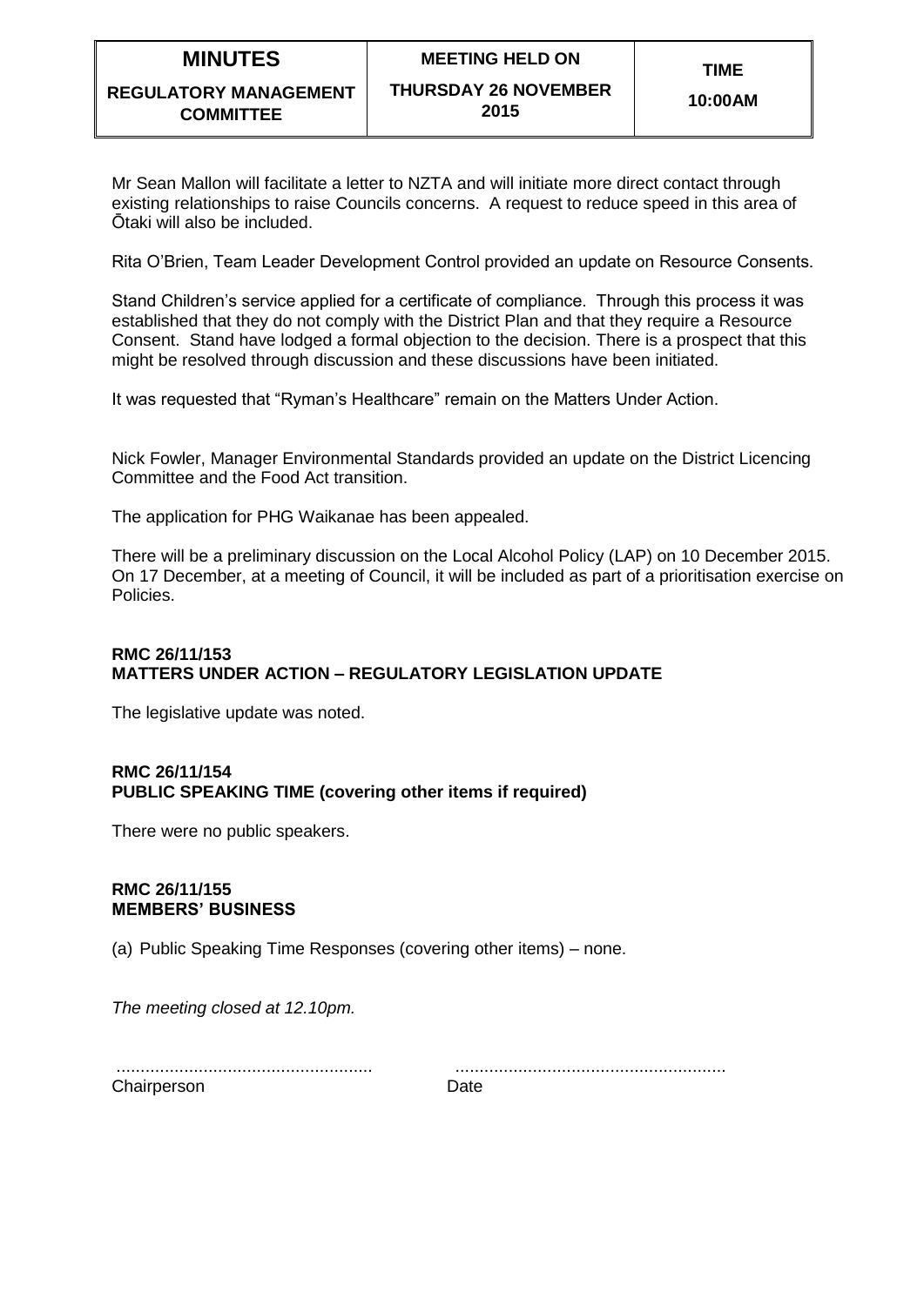Mr Sean Mallon will facilitate a letter to NZTA and will initiate more direct contact through existing relationships to raise Councils concerns. A request to reduce speed in this area of Ōtaki will also be included.

Rita O'Brien, Team Leader Development Control provided an update on Resource Consents.

Stand Children's service applied for a certificate of compliance. Through this process it was established that they do not comply with the District Plan and that they require a Resource Consent. Stand have lodged a formal objection to the decision. There is a prospect that this might be resolved through discussion and these discussions have been initiated.

It was requested that "Ryman's Healthcare" remain on the Matters Under Action.

Nick Fowler, Manager Environmental Standards provided an update on the District Licencing Committee and the Food Act transition.

The application for PHG Waikanae has been appealed.

There will be a preliminary discussion on the Local Alcohol Policy (LAP) on 10 December 2015. On 17 December, at a meeting of Council, it will be included as part of a prioritisation exercise on Policies.

**RMC 26/11/153**
**MATTERS UNDER ACTION – REGULATORY LEGISLATION UPDATE**

The legislative update was noted.

**RMC 26/11/154**
**PUBLIC SPEAKING TIME (covering other items if required)**

There were no public speakers.

**RMC 26/11/155**
**MEMBERS' BUSINESS**

(a) Public Speaking Time Responses (covering other items) – none.

*The meeting closed at 12.10pm.*

..................................................... ........................................................
Chairperson Date